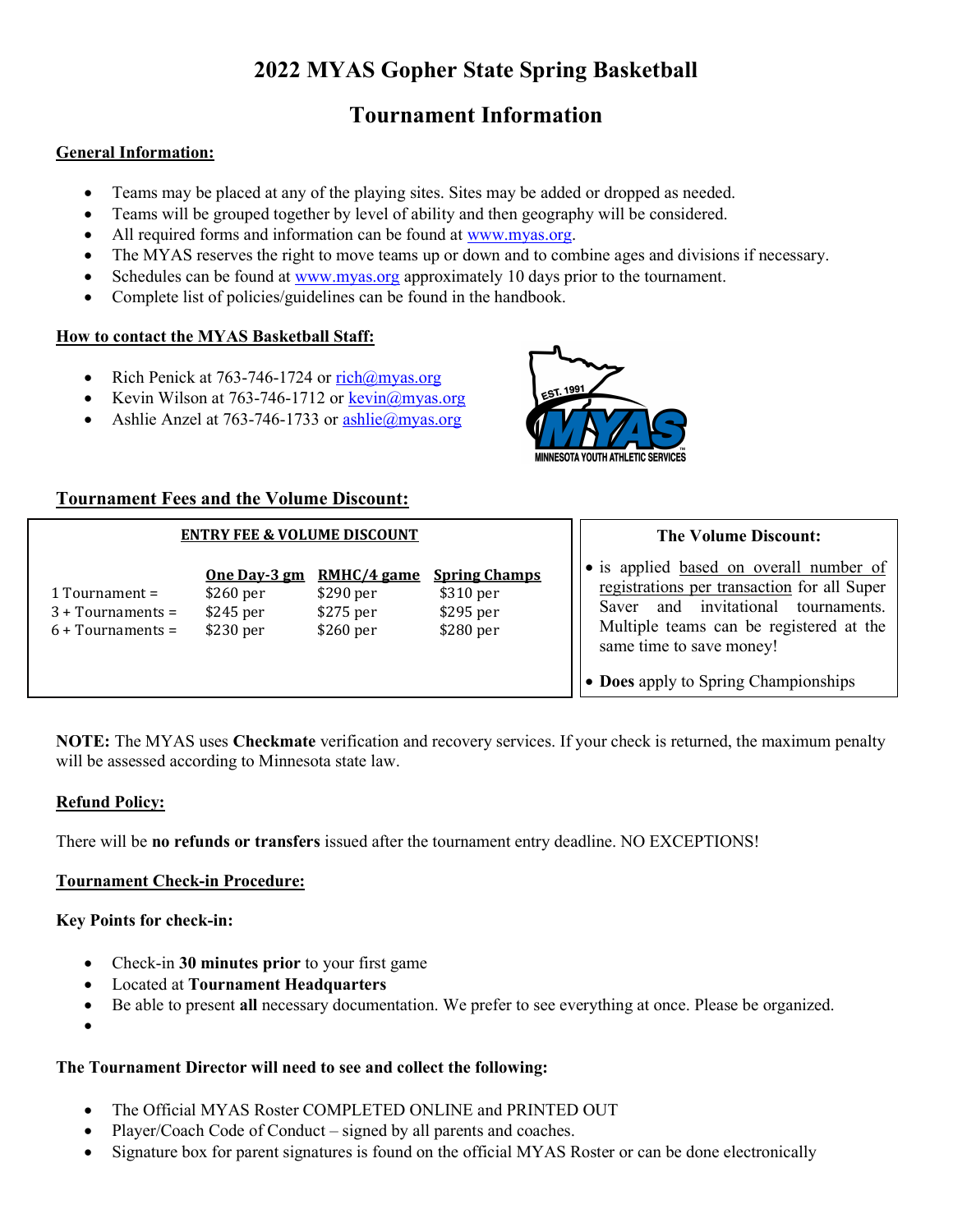# 2022 MYAS Gopher State Spring Basketball

## Tournament Information

**General Information:**

- Teams may be placed at any of the playing sites. Sites may be added or dropped as needed.
- Teams will be grouped together by level of ability and then geography will be considered.
- All required forms and information can be found at www.myas.org.
- The MYAS reserves the right to move teams up or down and to combine ages and divisions if necessary.
- Schedules can be found at www.myas.org approximately 10 days prior to the tournament.
- Complete list of policies/guidelines can be found in the handbook.

**How to contact the MYAS Basketball Staff:**

- Rich Penick at 763-746-1724 or rich@myas.org
- Kevin Wilson at 763-746-1712 or kevin@myas.org
- Ashlie Anzel at 763-746-1733 or ashlie@myas.org

**Tournament Fees and the Volume Discount:**

**ENTRY FEE & VOLUME DISCOUNT**

| | One Day-3 gm | RMHC/4 game | Spring Champs |
|---|---|---|---|
| 1 Tournament = | $260 per | $290 per | $310 per |
| 3 + Tournaments = | $245 per | $275 per | $295 per |
| 6 + Tournaments = | $230 per | $260 per | $280 per |

**The Volume Discount:**

- is applied based on overall number of registrations per transaction for all Super Saver and invitational tournaments. Multiple teams can be registered at the same time to save money!
- **Does** apply to Spring Championships

**NOTE:** The MYAS uses **Checkmate** verification and recovery services. If your check is returned, the maximum penalty will be assessed according to Minnesota state law.

**Refund Policy:**

There will be **no refunds or transfers** issued after the tournament entry deadline. NO EXCEPTIONS!

**Tournament Check-in Procedure:**

**Key Points for check-in:**

- Check-in **30 minutes prior** to your first game
- Located at **Tournament Headquarters**
- Be able to present **all** necessary documentation. We prefer to see everything at once. Please be organized.

**The Tournament Director will need to see and collect the following:**

- The Official MYAS Roster COMPLETED ONLINE and PRINTED OUT
- Player/Coach Code of Conduct – signed by all parents and coaches.
- Signature box for parent signatures is found on the official MYAS Roster or can be done electronically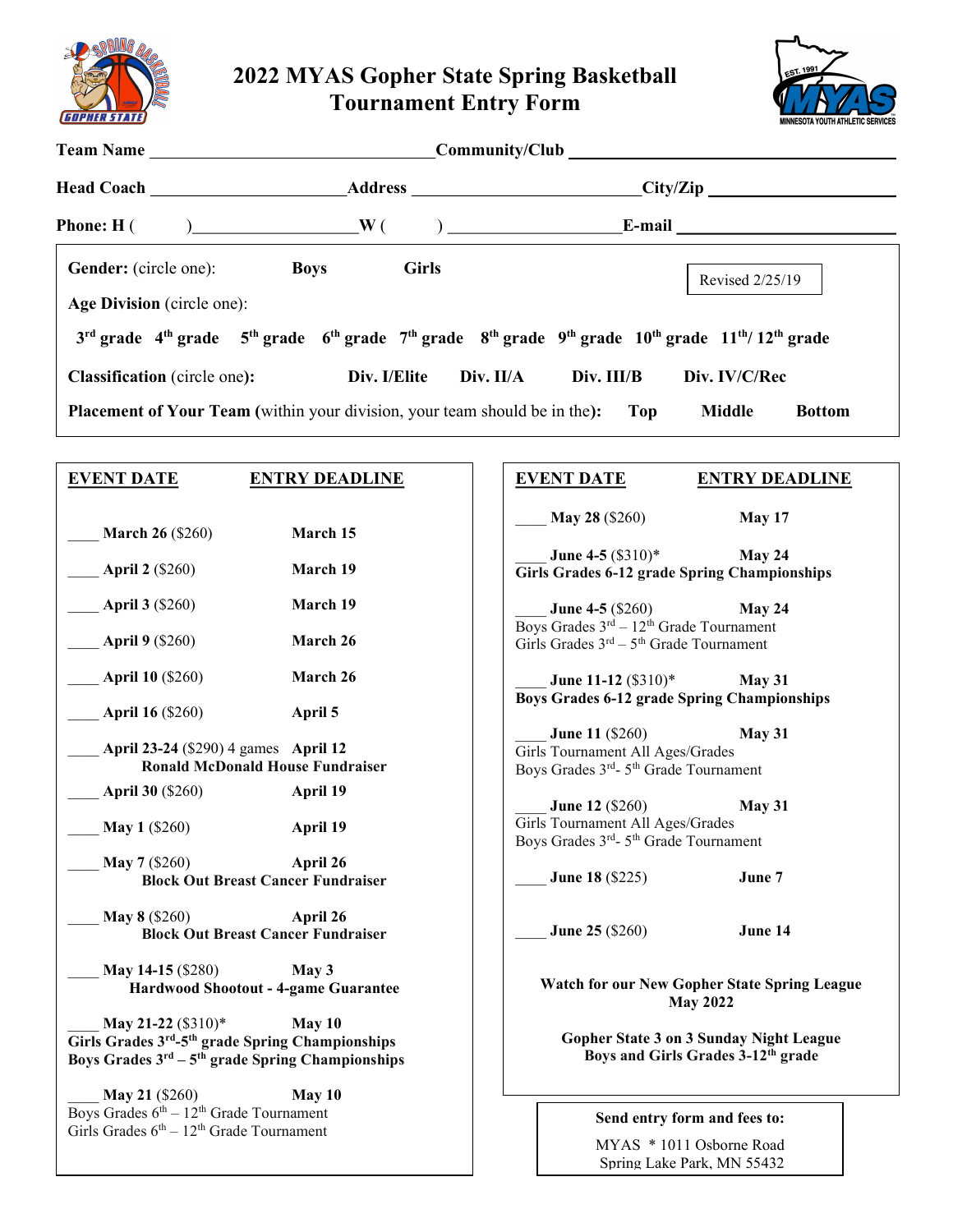# 2022 MYAS Gopher State Spring Basketball Tournament Entry Form

**Team Name** ________________________________ **Community/Club** ____________________________________

**Head Coach** ______________________ **Address** _________________________ **City/Zip** ____________________

**Phone: H (** &nbsp;&nbsp;&nbsp;&nbsp; **)**___________________ **W (** &nbsp;&nbsp;&nbsp;&nbsp; **)** ___________________ **E-mail** _________________________

**Gender:** (circle one): **Boys** **Girls**

Revised 2/25/19

**Age Division** (circle one):

**3rd grade 4th grade 5th grade 6th grade 7th grade 8th grade 9th grade 10th grade 11th/ 12th grade**

**Classification** (circle one**):** **Div. I/Elite** **Div. II/A** **Div. III/B** **Div. IV/C/Rec**

**Placement of Your Team (**within your division, your team should be in the**):** **Top** **Middle** **Bottom**

| **EVENT DATE** | **ENTRY DEADLINE** |
|---|---|
| ____ **March 26** ($260) | **March 15** |
| ____ **April 2** ($260) | **March 19** |
| ____ **April 3** ($260) | **March 19** |
| ____ **April 9** ($260) | **March 26** |
| ____ **April 10** ($260) | **March 26** |
| ____ **April 16** ($260) | **April 5** |
| ____ **April 23-24** ($290) 4 games **Ronald McDonald House Fundraiser** | **April 12** |
| ____ **April 30** ($260) | **April 19** |
| ____ **May 1** ($260) | **April 19** |
| ____ **May 7** ($260) **Block Out Breast Cancer Fundraiser** | **April 26** |
| ____ **May 8** ($260) **Block Out Breast Cancer Fundraiser** | **April 26** |
| ____ **May 14-15** ($280) **Hardwood Shootout - 4-game Guarantee** | **May 3** |
| ____ **May 21-22** ($310)* **Girls Grades 3rd-5th grade Spring Championships** **Boys Grades 3rd – 5th grade Spring Championships** | **May 10** |
| ____ **May 21** ($260) Boys Grades 6th – 12th Grade Tournament Girls Grades 6th – 12th Grade Tournament | **May 10** |
| ____ **May 28** ($260) | **May 17** |
| ____ **June 4-5** ($310)* **Girls Grades 6-12 grade Spring Championships** | **May 24** |
| ____ **June 4-5** ($260) Boys Grades 3rd – 12th Grade Tournament Girls Grades 3rd – 5th Grade Tournament | **May 24** |
| ____ **June 11-12** ($310)* **Boys Grades 6-12 grade Spring Championships** | **May 31** |
| ____ **June 11** ($260) Girls Tournament All Ages/Grades Boys Grades 3rd- 5th Grade Tournament | **May 31** |
| ____ **June 12** ($260) Girls Tournament All Ages/Grades Boys Grades 3rd- 5th Grade Tournament | **May 31** |
| ____ **June 18** ($225) | **June 7** |
| ____ **June 25** ($260) | **June 14** |

**Watch for our New Gopher State Spring League May 2022**

**Gopher State 3 on 3 Sunday Night League Boys and Girls Grades 3-12th grade**

**Send entry form and fees to:**

MYAS * 1011 Osborne Road
Spring Lake Park, MN 55432